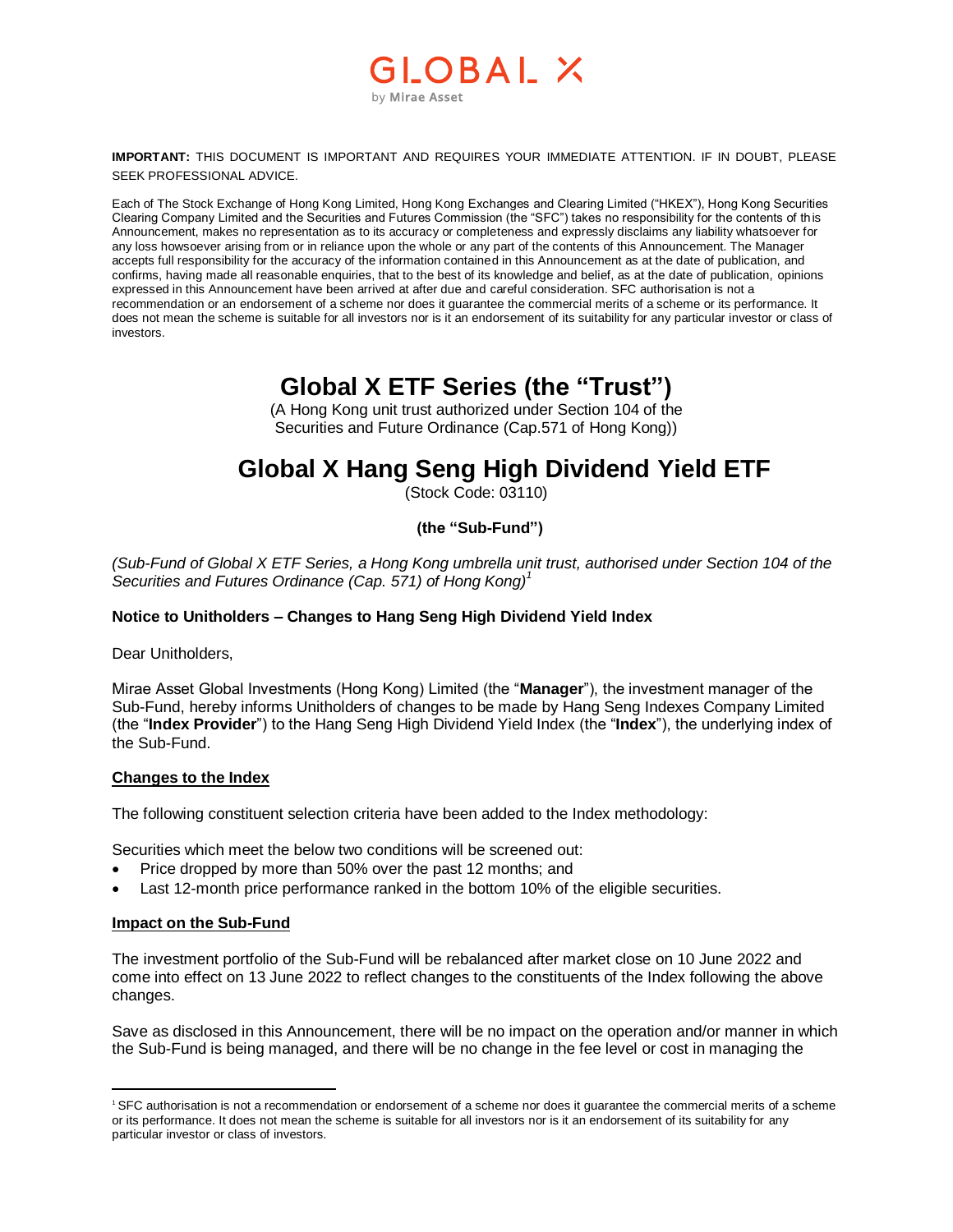GLOBAL X

by Mirae Asset

**IMPORTANT:** THIS DOCUMENT IS IMPORTANT AND REQUIRES YOUR IMMEDIATE ATTENTION. IF IN DOUBT, PLEASE SEEK PROFESSIONAL ADVICE.

Each of The Stock Exchange of Hong Kong Limited, Hong Kong Exchanges and Clearing Limited ("HKEX"), Hong Kong Securities Clearing Company Limited and the Securities and Futures Commission (the "SFC") takes no responsibility for the contents of this Announcement, makes no representation as to its accuracy or completeness and expressly disclaims any liability whatsoever for any loss howsoever arising from or in reliance upon the whole or any part of the contents of this Announcement. The Manager accepts full responsibility for the accuracy of the information contained in this Announcement as at the date of publication, and confirms, having made all reasonable enquiries, that to the best of its knowledge and belief, as at the date of publication, opinions expressed in this Announcement have been arrived at after due and careful consideration. SFC authorisation is not a recommendation or an endorsement of a scheme nor does it guarantee the commercial merits of a scheme or its performance. It does not mean the scheme is suitable for all investors nor is it an endorsement of its suitability for any particular investor or class of investors.

# Global X ETF Series (the "Trust")

(A Hong Kong unit trust authorized under Section 104 of the Securities and Future Ordinance (Cap.571 of Hong Kong))

# Global X Hang Seng High Dividend Yield ETF

(Stock Code: 03110)

**(the "Sub-Fund")**

*(Sub-Fund of Global X ETF Series, a Hong Kong umbrella unit trust, authorised under Section 104 of the Securities and Futures Ordinance (Cap. 571) of Hong Kong)*[1]

**Notice to Unitholders – Changes to Hang Seng High Dividend Yield Index**

Dear Unitholders,

Mirae Asset Global Investments (Hong Kong) Limited (the "**Manager**"), the investment manager of the Sub-Fund, hereby informs Unitholders of changes to be made by Hang Seng Indexes Company Limited (the "**Index Provider**") to the Hang Seng High Dividend Yield Index (the "**Index**"), the underlying index of the Sub-Fund.

**<u>Changes to the Index</u>**

The following constituent selection criteria have been added to the Index methodology:

Securities which meet the below two conditions will be screened out:

- Price dropped by more than 50% over the past 12 months; and
- Last 12-month price performance ranked in the bottom 10% of the eligible securities.

**<u>Impact on the Sub-Fund</u>**

The investment portfolio of the Sub-Fund will be rebalanced after market close on 10 June 2022 and come into effect on 13 June 2022 to reflect changes to the constituents of the Index following the above changes.

Save as disclosed in this Announcement, there will be no impact on the operation and/or manner in which the Sub-Fund is being managed, and there will be no change in the fee level or cost in managing the

[1] SFC authorisation is not a recommendation or endorsement of a scheme nor does it guarantee the commercial merits of a scheme or its performance. It does not mean the scheme is suitable for all investors nor is it an endorsement of its suitability for any particular investor or class of investors.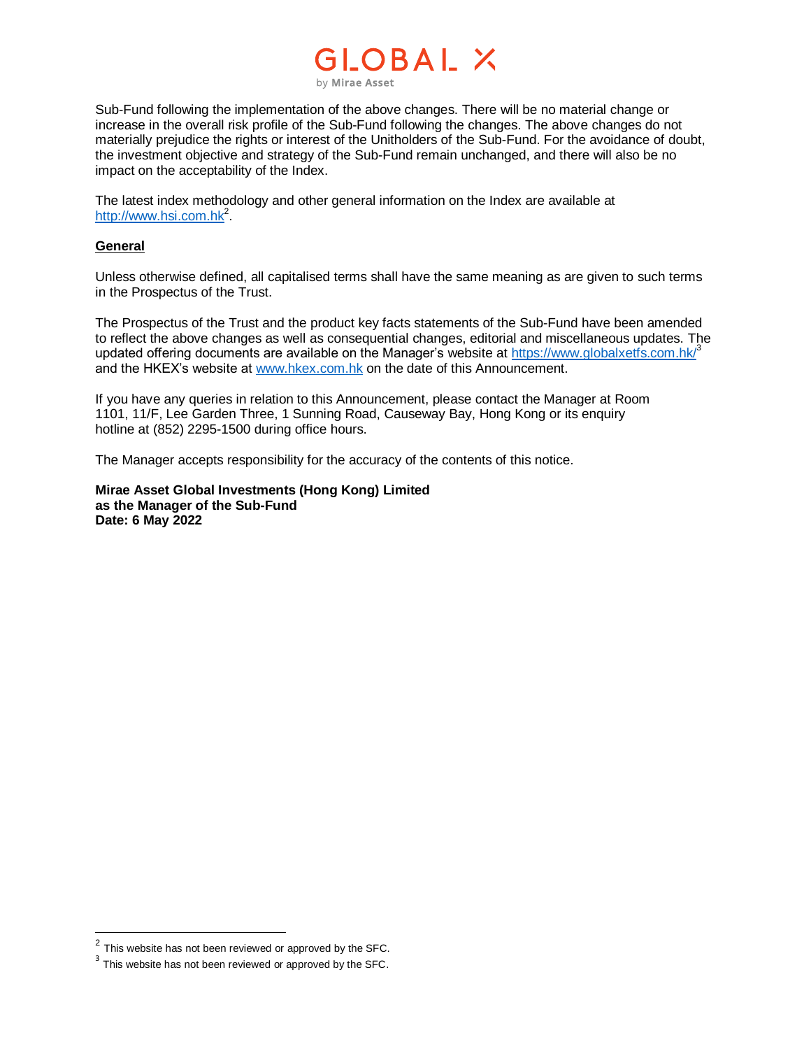Sub-Fund following the implementation of the above changes. There will be no material change or increase in the overall risk profile of the Sub-Fund following the changes. The above changes do not materially prejudice the rights or interest of the Unitholders of the Sub-Fund. For the avoidance of doubt, the investment objective and strategy of the Sub-Fund remain unchanged, and there will also be no impact on the acceptability of the Index.

The latest index methodology and other general information on the Index are available at http://www.hsi.com.hk[2].

**General**

Unless otherwise defined, all capitalised terms shall have the same meaning as are given to such terms in the Prospectus of the Trust.

The Prospectus of the Trust and the product key facts statements of the Sub-Fund have been amended to reflect the above changes as well as consequential changes, editorial and miscellaneous updates. The updated offering documents are available on the Manager's website at https://www.globalxetfs.com.hk/[3] and the HKEX's website at www.hkex.com.hk on the date of this Announcement.

If you have any queries in relation to this Announcement, please contact the Manager at Room 1101, 11/F, Lee Garden Three, 1 Sunning Road, Causeway Bay, Hong Kong or its enquiry hotline at (852) 2295-1500 during office hours.

The Manager accepts responsibility for the accuracy of the contents of this notice.

**Mirae Asset Global Investments (Hong Kong) Limited**
**as the Manager of the Sub-Fund**
**Date: 6 May 2022**

[2] This website has not been reviewed or approved by the SFC.

[3] This website has not been reviewed or approved by the SFC.